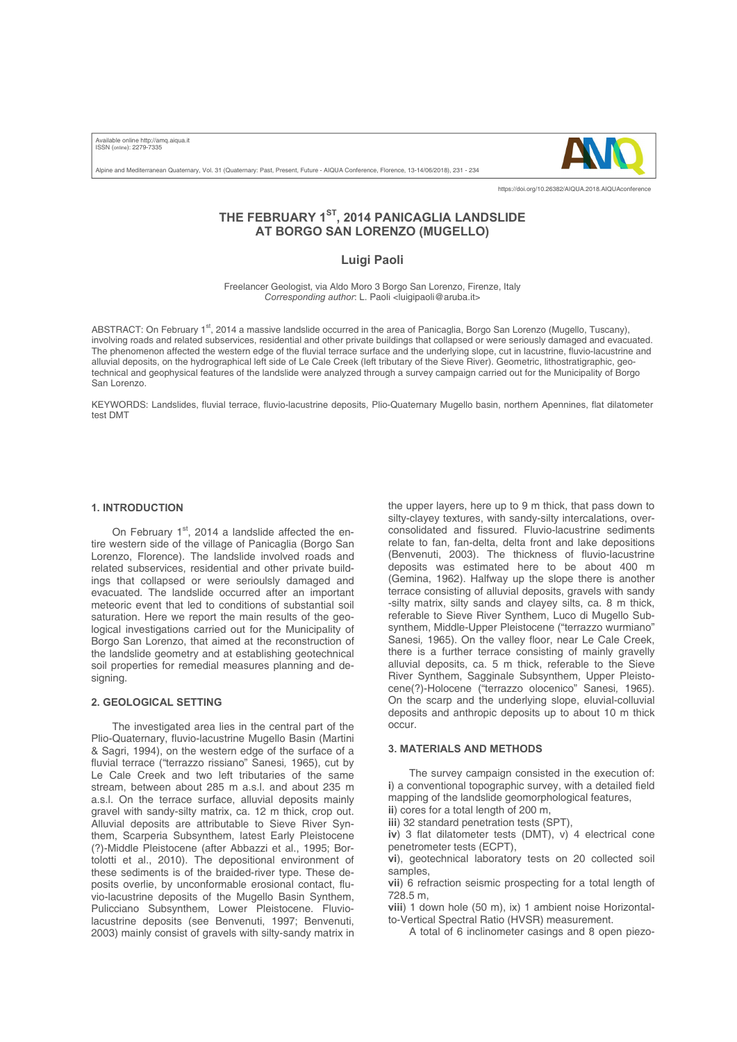# THE FEBRUARY 1ST, 2014 PANICAGLIA LANDSLIDE AT BORGO SAN LORENZO (MUGELLO)

## Luigi Paoli

Freelancer Geologist, via Aldo Moro 3 Borgo San Lorenzo, Firenze, Italy
*Corresponding author*: L. Paoli <luigipaoli@aruba.it>

ABSTRACT: On February 1st, 2014 a massive landslide occurred in the area of Panicaglia, Borgo San Lorenzo (Mugello, Tuscany), involving roads and related subservices, residential and other private buildings that collapsed or were seriously damaged and evacuated. The phenomenon affected the western edge of the fluvial terrace surface and the underlying slope, cut in lacustrine, fluvio-lacustrine and alluvial deposits, on the hydrographical left side of Le Cale Creek (left tributary of the Sieve River). Geometric, lithostratigraphic, geotechnical and geophysical features of the landslide were analyzed through a survey campaign carried out for the Municipality of Borgo San Lorenzo.

KEYWORDS: Landslides, fluvial terrace, fluvio-lacustrine deposits, Plio-Quaternary Mugello basin, northern Apennines, flat dilatometer test DMT

## 1. INTRODUCTION

On February 1st, 2014 a landslide affected the entire western side of the village of Panicaglia (Borgo San Lorenzo, Florence). The landslide involved roads and related subservices, residential and other private buildings that collapsed or were seriouslty damaged and evacuated. The landslide occurred after an important meteoric event that led to conditions of substantial soil saturation. Here we report the main results of the geological investigations carried out for the Municipality of Borgo San Lorenzo, that aimed at the reconstruction of the landslide geometry and at establishing geotechnical soil properties for remedial measures planning and designing.

## 2. GEOLOGICAL SETTING

The investigated area lies in the central part of the Plio-Quaternary, fluvio-lacustrine Mugello Basin (Martini & Sagri, 1994), on the western edge of the surface of a fluvial terrace ("terrazzo rissiano" Sanesi, 1965), cut by Le Cale Creek and two left tributaries of the same stream, between about 285 m a.s.l. and about 235 m a.s.l. On the terrace surface, alluvial deposits mainly gravel with sandy-silty matrix, ca. 12 m thick, crop out. Alluvial deposits are attributable to Sieve River Synthem, Scarperia Subsynthem, latest Early Pleistocene (?)-Middle Pleistocene (after Abbazzi et al., 1995; Bortolotti et al., 2010). The depositional environment of these sediments is of the braided-river type. These deposits overlie, by unconformable erosional contact, fluvio-lacustrine deposits of the Mugello Basin Synthem, Pulicciano Subsynthem, Lower Pleistocene. Fluvio-lacustrine deposits (see Benvenuti, 1997; Benvenuti, 2003) mainly consist of gravels with silty-sandy matrix in the upper layers, here up to 9 m thick, that pass down to silty-clayey textures, with sandy-silty intercalations, overconsolidated and fissured. Fluvio-lacustrine sediments relate to fan, fan-delta, delta front and lake depositions (Benvenuti, 2003). The thickness of fluvio-lacustrine deposits was estimated here to be about 400 m (Gemina, 1962). Halfway up the slope there is another terrace consisting of alluvial deposits, gravels with sandy-silty matrix, silty sands and clayey silts, ca. 8 m thick, referable to Sieve River Synthem, Luco di Mugello Subsynthem, Middle-Upper Pleistocene ("terrazzo wurmiano" Sanesi, 1965). On the valley floor, near Le Cale Creek, there is a further terrace consisting of mainly gravelly alluvial deposits, ca. 5 m thick, referable to the Sieve River Synthem, Sagginale Subsynthem, Upper Pleistocene(?)-Holocene ("terrazzo olocenico" Sanesi, 1965). On the scarp and the underlying slope, eluvial-colluvial deposits and anthropic deposits up to about 10 m thick occur.

## 3. MATERIALS AND METHODS

The survey campaign consisted in the execution of:
**i**) a conventional topographic survey, with a detailed field mapping of the landslide geomorphological features,
**ii**) cores for a total length of 200 m,
**iii**) 32 standard penetration tests (SPT),
**iv**) 3 flat dilatometer tests (DMT), v) 4 electrical cone penetrometer tests (ECPT),
**vi**), geotechnical laboratory tests on 20 collected soil samples,
**vii**) 6 refraction seismic prospecting for a total length of 728.5 m,
**viii**) 1 down hole (50 m), ix) 1 ambient noise Horizontal-to-Vertical Spectral Ratio (HVSR) measurement.

A total of 6 inclinometer casings and 8 open piezo-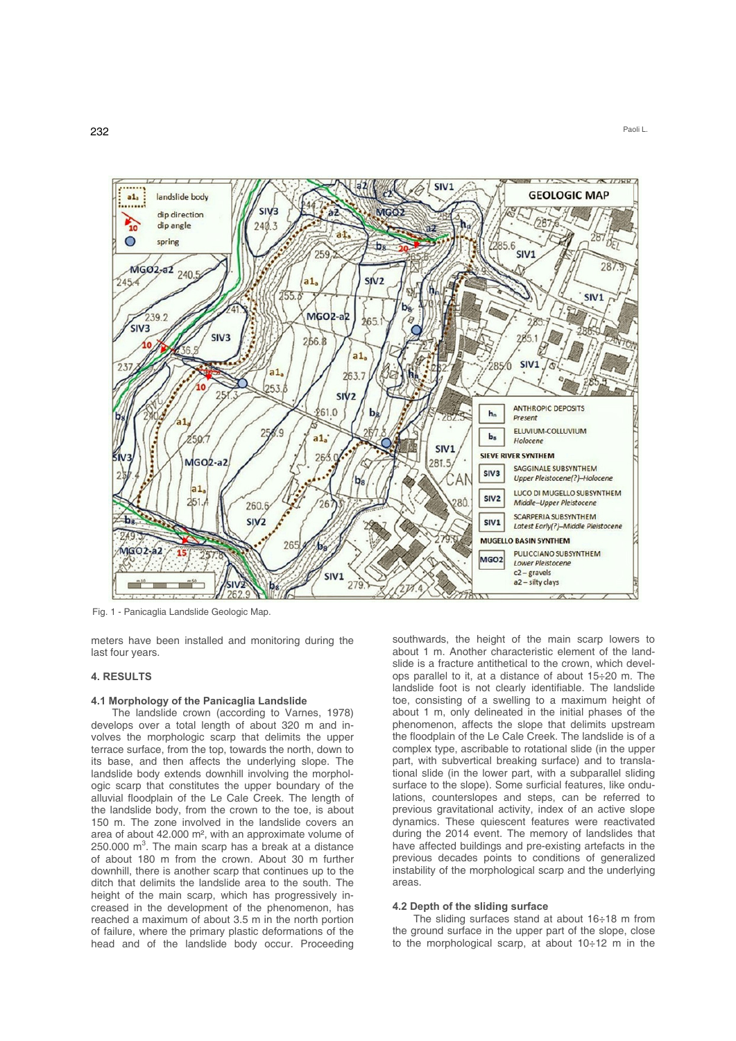Fig. 1 - Panicaglia Landslide Geologic Map.

meters have been installed and monitoring during the last four years.

## 4. RESULTS

### 4.1 Morphology of the Panicaglia Landslide

The landslide crown (according to Varnes, 1978) develops over a total length of about 320 m and involves the morphologic scarp that delimits the upper terrace surface, from the top, towards the north, down to its base, and then affects the underlying slope. The landslide body extends downhill involving the morphologic scarp that constitutes the upper boundary of the alluvial floodplain of the Le Cale Creek. The length of the landslide body, from the crown to the toe, is about 150 m. The zone involved in the landslide covers an area of about 42.000 m², with an approximate volume of 250.000 m$^3$. The main scarp has a break at a distance of about 180 m from the crown. About 30 m further downhill, there is another scarp that continues up to the ditch that delimits the landslide area to the south. The height of the main scarp, which has progressively increased in the development of the phenomenon, has reached a maximum of about 3.5 m in the north portion of failure, where the primary plastic deformations of the head and of the landslide body occur. Proceeding southwards, the height of the main scarp lowers to about 1 m. Another characteristic element of the landslide is a fracture antithetical to the crown, which develops parallel to it, at a distance of about 15÷20 m. The landslide foot is not clearly identifiable. The landslide toe, consisting of a swelling to a maximum height of about 1 m, only delineated in the initial phases of the phenomenon, affects the slope that delimits upstream the floodplain of the Le Cale Creek. The landslide is of a complex type, ascribable to rotational slide (in the upper part, with subvertical breaking surface) and to translational slide (in the lower part, with a subparallel sliding surface to the slope). Some surficial features, like undulations, counterslopes and steps, can be referred to previous gravitational activity, index of an active slope dynamics. These quiescent features were reactivated during the 2014 event. The memory of landslides that have affected buildings and pre-existing artefacts in the previous decades points to conditions of generalized instability of the morphological scarp and the underlying areas.

### 4.2 Depth of the sliding surface

The sliding surfaces stand at about 16÷18 m from the ground surface in the upper part of the slope, close to the morphological scarp, at about 10÷12 m in the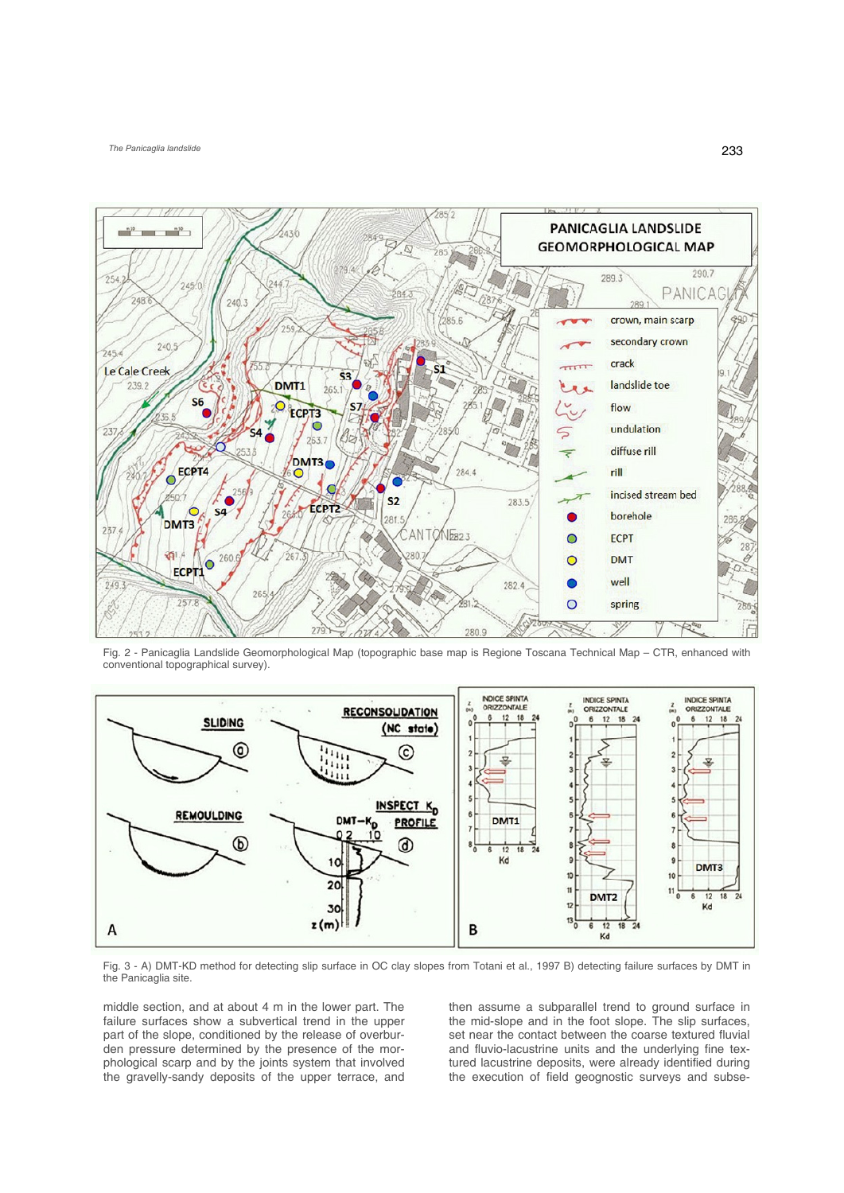Fig. 2 - Panicaglia Landslide Geomorphological Map (topographic base map is Regione Toscana Technical Map – CTR, enhanced with conventional topographical survey).

Fig. 3 - A) DMT-KD method for detecting slip surface in OC clay slopes from Totani et al., 1997 B) detecting failure surfaces by DMT in the Panicaglia site.

middle section, and at about 4 m in the lower part. The failure surfaces show a subvertical trend in the upper part of the slope, conditioned by the release of overburden pressure determined by the presence of the morphological scarp and by the joints system that involved the gravelly-sandy deposits of the upper terrace, and then assume a subparallel trend to ground surface in the mid-slope and in the foot slope. The slip surfaces, set near the contact between the coarse textured fluvial and fluvio-lacustrine units and the underlying fine textured lacustrine deposits, were already identified during the execution of field geognostic surveys and subse-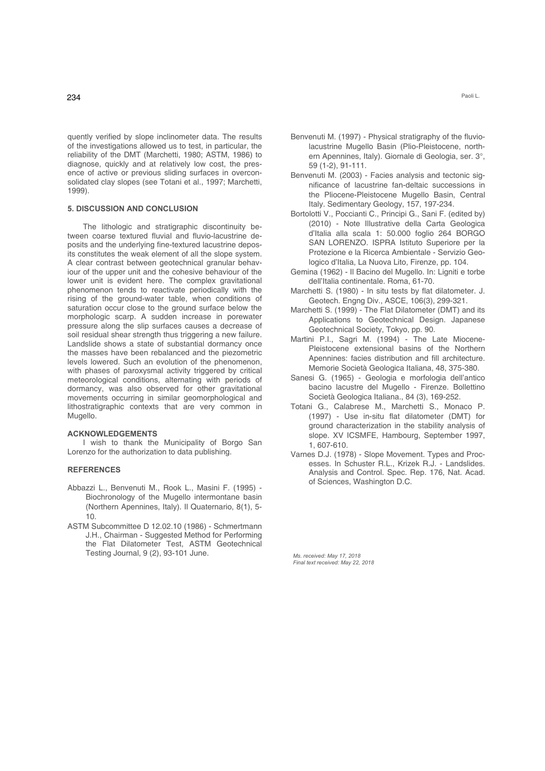quently verified by slope inclinometer data. The results of the investigations allowed us to test, in particular, the reliability of the DMT (Marchetti, 1980; ASTM, 1986) to diagnose, quickly and at relatively low cost, the presence of active or previous sliding surfaces in overconsolidated clay slopes (see Totani et al., 1997; Marchetti, 1999).

## 5. DISCUSSION AND CONCLUSION

The lithologic and stratigraphic discontinuity between coarse textured fluvial and fluvio-lacustrine deposits and the underlying fine-textured lacustrine deposits constitutes the weak element of all the slope system. A clear contrast between geotechnical granular behaviour of the upper unit and the cohesive behaviour of the lower unit is evident here. The complex gravitational phenomenon tends to reactivate periodically with the rising of the ground-water table, when conditions of saturation occur close to the ground surface below the morphologic scarp. A sudden increase in porewater pressure along the slip surfaces causes a decrease of soil residual shear strength thus triggering a new failure. Landslide shows a state of substantial dormancy once the masses have been rebalanced and the piezometric levels lowered. Such an evolution of the phenomenon, with phases of paroxysmal activity triggered by critical meteorological conditions, alternating with periods of dormancy, was also observed for other gravitational movements occurring in similar geomorphological and lithostratigraphic contexts that are very common in Mugello.

## ACKNOWLEDGEMENTS

I wish to thank the Municipality of Borgo San Lorenzo for the authorization to data publishing.

## REFERENCES

Abbazzi L., Benvenuti M., Rook L., Masini F. (1995) - Biochronology of the Mugello intermontane basin (Northern Apennines, Italy). Il Quaternario, 8(1), 5-10.

ASTM Subcommittee D 12.02.10 (1986) - Schmertmann J.H., Chairman - Suggested Method for Performing the Flat Dilatometer Test, ASTM Geotechnical Testing Journal, 9 (2), 93-101 June.

Benvenuti M. (1997) - Physical stratigraphy of the fluvio-lacustrine Mugello Basin (Plio-Pleistocene, northern Apennines, Italy). Giornale di Geologia, ser. 3°, 59 (1-2), 91-111.

Benvenuti M. (2003) - Facies analysis and tectonic significance of lacustrine fan-deltaic successions in the Pliocene-Pleistocene Mugello Basin, Central Italy. Sedimentary Geology, 157, 197-234.

Bortolotti V., Poccianti C., Principi G., Sani F. (edited by) (2010) - Note Illustrative della Carta Geologica d'Italia alla scala 1: 50.000 foglio 264 BORGO SAN LORENZO. ISPRA Istituto Superiore per la Protezione e la Ricerca Ambientale - Servizio Geologico d'Italia, La Nuova Lito, Firenze, pp. 104.

Gemina (1962) - Il Bacino del Mugello. In: Ligniti e torbe dell'Italia continentale. Roma, 61-70.

Marchetti S. (1980) - In situ tests by flat dilatometer. J. Geotech. Engng Div., ASCE, 106(3), 299-321.

Marchetti S. (1999) - The Flat Dilatometer (DMT) and its Applications to Geotechnical Design. Japanese Geotechnical Society, Tokyo, pp. 90.

Martini P.I., Sagri M. (1994) - The Late Miocene-Pleistocene extensional basins of the Northern Apennines: facies distribution and fill architecture. Memorie Società Geologica Italiana, 48, 375-380.

Sanesi G. (1965) - Geologia e morfologia dell'antico bacino lacustre del Mugello - Firenze. Bollettino Società Geologica Italiana., 84 (3), 169-252.

Totani G., Calabrese M., Marchetti S., Monaco P. (1997) - Use in-situ flat dilatometer (DMT) for ground characterization in the stability analysis of slope. XV ICSMFE, Hambourg, September 1997, 1, 607-610.

Varnes D.J. (1978) - Slope Movement. Types and Processes. In Schuster R.L., Krizek R.J. - Landslides. Analysis and Control. Spec. Rep. 176, Nat. Acad. of Sciences, Washington D.C.

*Ms. received: May 17, 2018*
*Final text received: May 22, 2018*